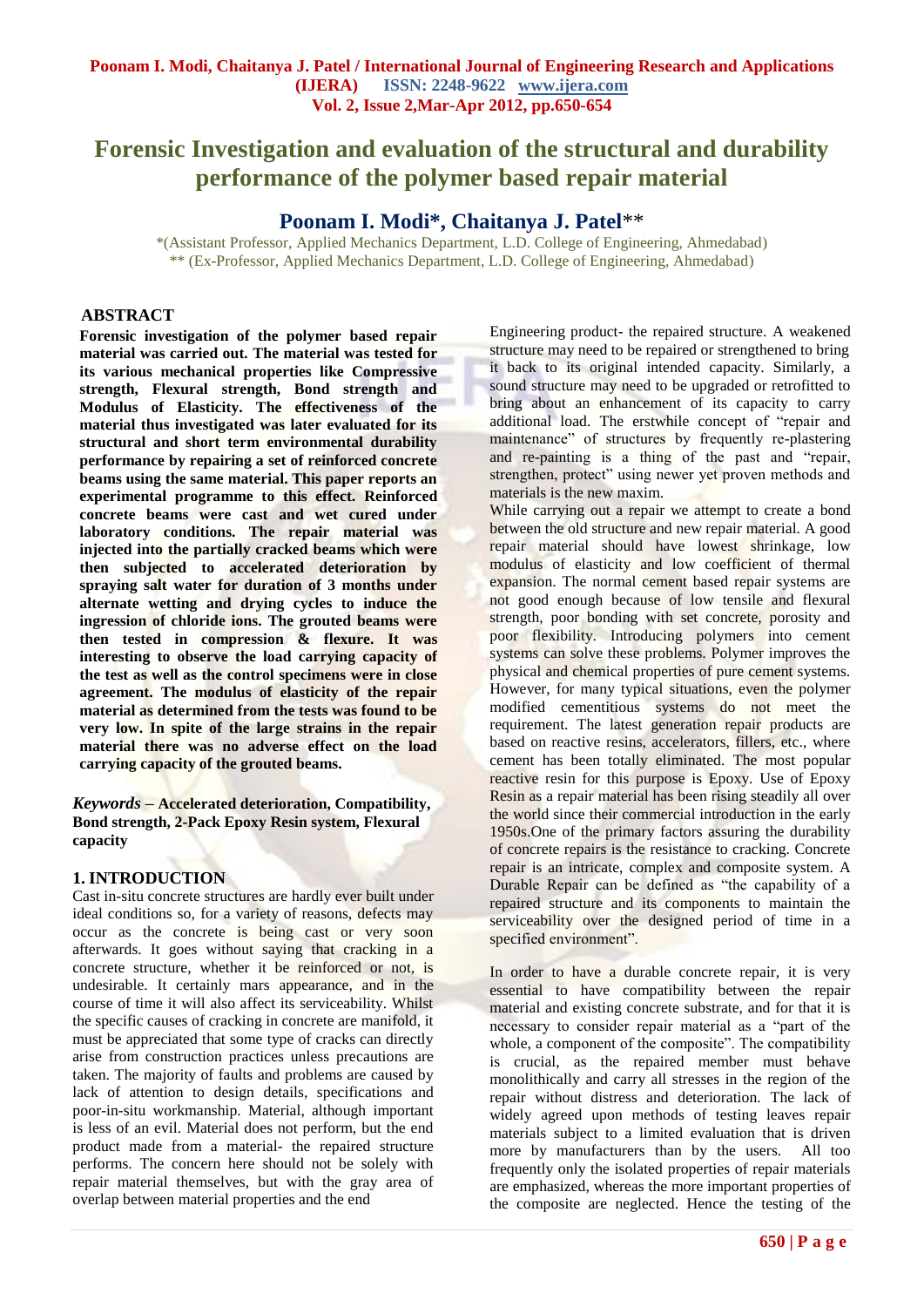# Forensic Investigation and evaluation of the structural and durability performance of the polymer based repair material

## Poonam I. Modi*, Chaitanya J. Patel**

*(Assistant Professor, Applied Mechanics Department, L.D. College of Engineering, Ahmedabad)
** (Ex-Professor, Applied Mechanics Department, L.D. College of Engineering, Ahmedabad)

## ABSTRACT

**Forensic investigation of the polymer based repair material was carried out. The material was tested for its various mechanical properties like Compressive strength, Flexural strength, Bond strength and Modulus of Elasticity. The effectiveness of the material thus investigated was later evaluated for its structural and short term environmental durability performance by repairing a set of reinforced concrete beams using the same material. This paper reports an experimental programme to this effect. Reinforced concrete beams were cast and wet cured under laboratory conditions. The repair material was injected into the partially cracked beams which were then subjected to accelerated deterioration by spraying salt water for duration of 3 months under alternate wetting and drying cycles to induce the ingression of chloride ions. The grouted beams were then tested in compression & flexure. It was interesting to observe the load carrying capacity of the test as well as the control specimens were in close agreement. The modulus of elasticity of the repair material as determined from the tests was found to be very low. In spite of the large strains in the repair material there was no adverse effect on the load carrying capacity of the grouted beams.**

***Keywords*** **– Accelerated deterioration, Compatibility, Bond strength, 2-Pack Epoxy Resin system, Flexural capacity**

## 1. INTRODUCTION

Cast in-situ concrete structures are hardly ever built under ideal conditions so, for a variety of reasons, defects may occur as the concrete is being cast or very soon afterwards. It goes without saying that cracking in a concrete structure, whether it be reinforced or not, is undesirable. It certainly mars appearance, and in the course of time it will also affect its serviceability. Whilst the specific causes of cracking in concrete are manifold, it must be appreciated that some type of cracks can directly arise from construction practices unless precautions are taken. The majority of faults and problems are caused by lack of attention to design details, specifications and poor-in-situ workmanship. Material, although important is less of an evil. Material does not perform, but the end product made from a material- the repaired structure performs. The concern here should not be solely with repair material themselves, but with the gray area of overlap between material properties and the end Engineering product- the repaired structure. A weakened structure may need to be repaired or strengthened to bring it back to its original intended capacity. Similarly, a sound structure may need to be upgraded or retrofitted to bring about an enhancement of its capacity to carry additional load. The erstwhile concept of "repair and maintenance" of structures by frequently re-plastering and re-painting is a thing of the past and "repair, strengthen, protect" using newer yet proven methods and materials is the new maxim.

While carrying out a repair we attempt to create a bond between the old structure and new repair material. A good repair material should have lowest shrinkage, low modulus of elasticity and low coefficient of thermal expansion. The normal cement based repair systems are not good enough because of low tensile and flexural strength, poor bonding with set concrete, porosity and poor flexibility. Introducing polymers into cement systems can solve these problems. Polymer improves the physical and chemical properties of pure cement systems. However, for many typical situations, even the polymer modified cementitious systems do not meet the requirement. The latest generation repair products are based on reactive resins, accelerators, fillers, etc., where cement has been totally eliminated. The most popular reactive resin for this purpose is Epoxy. Use of Epoxy Resin as a repair material has been rising steadily all over the world since their commercial introduction in the early 1950s.One of the primary factors assuring the durability of concrete repairs is the resistance to cracking. Concrete repair is an intricate, complex and composite system. A Durable Repair can be defined as "the capability of a repaired structure and its components to maintain the serviceability over the designed period of time in a specified environment".

In order to have a durable concrete repair, it is very essential to have compatibility between the repair material and existing concrete substrate, and for that it is necessary to consider repair material as a "part of the whole, a component of the composite". The compatibility is crucial, as the repaired member must behave monolithically and carry all stresses in the region of the repair without distress and deterioration. The lack of widely agreed upon methods of testing leaves repair materials subject to a limited evaluation that is driven more by manufacturers than by the users. All too frequently only the isolated properties of repair materials are emphasized, whereas the more important properties of the composite are neglected. Hence the testing of the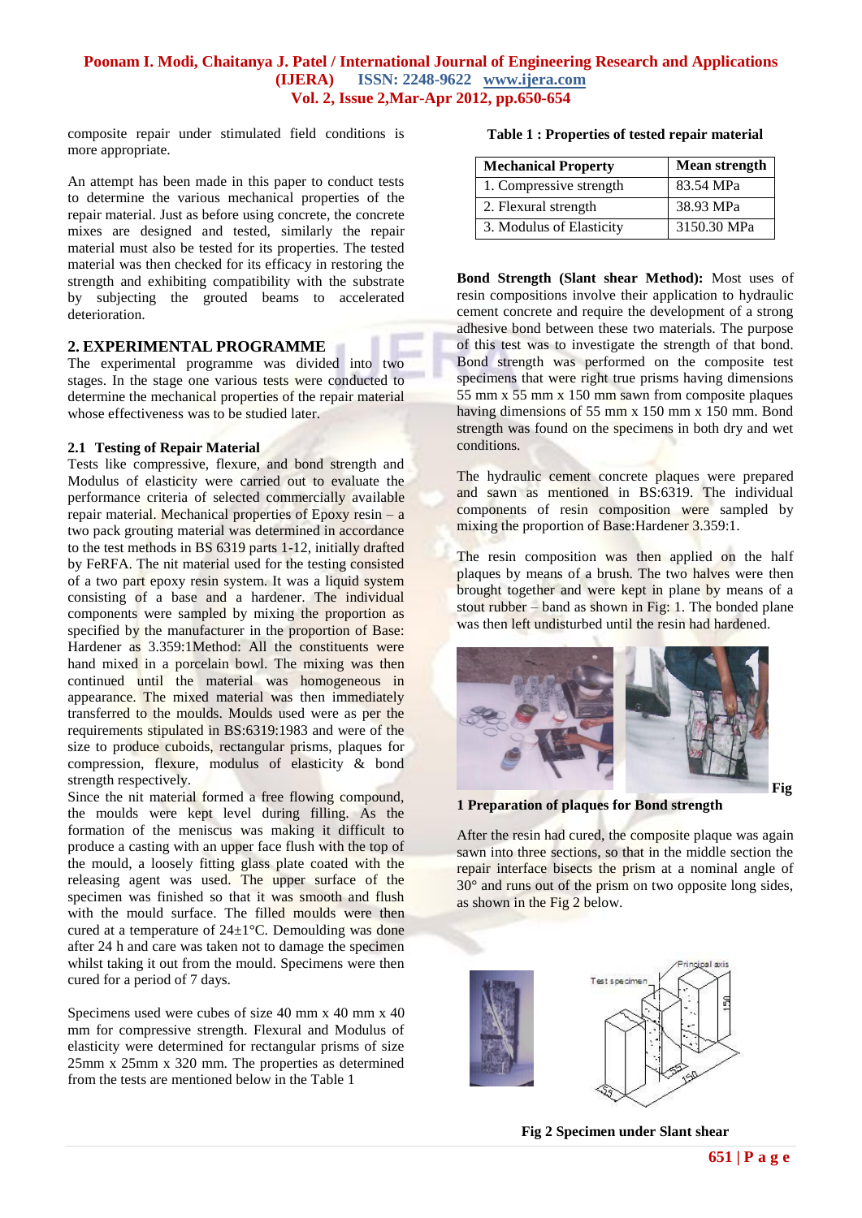composite repair under stimulated field conditions is more appropriate.

An attempt has been made in this paper to conduct tests to determine the various mechanical properties of the repair material. Just as before using concrete, the concrete mixes are designed and tested, similarly the repair material must also be tested for its properties. The tested material was then checked for its efficacy in restoring the strength and exhibiting compatibility with the substrate by subjecting the grouted beams to accelerated deterioration.

## 2. EXPERIMENTAL PROGRAMME

The experimental programme was divided into two stages. In the stage one various tests were conducted to determine the mechanical properties of the repair material whose effectiveness was to be studied later.

### 2.1 Testing of Repair Material

Tests like compressive, flexure, and bond strength and Modulus of elasticity were carried out to evaluate the performance criteria of selected commercially available repair material. Mechanical properties of Epoxy resin – a two pack grouting material was determined in accordance to the test methods in BS 6319 parts 1-12, initially drafted by FeRFA. The nit material used for the testing consisted of a two part epoxy resin system. It was a liquid system consisting of a base and a hardener. The individual components were sampled by mixing the proportion as specified by the manufacturer in the proportion of Base: Hardener as 3.359:1Method: All the constituents were hand mixed in a porcelain bowl. The mixing was then continued until the material was homogeneous in appearance. The mixed material was then immediately transferred to the moulds. Moulds used were as per the requirements stipulated in BS:6319:1983 and were of the size to produce cuboids, rectangular prisms, plaques for compression, flexure, modulus of elasticity & bond strength respectively.

Since the nit material formed a free flowing compound, the moulds were kept level during filling. As the formation of the meniscus was making it difficult to produce a casting with an upper face flush with the top of the mould, a loosely fitting glass plate coated with the releasing agent was used. The upper surface of the specimen was finished so that it was smooth and flush with the mould surface. The filled moulds were then cured at a temperature of 24±1°C. Demoulding was done after 24 h and care was taken not to damage the specimen whilst taking it out from the mould. Specimens were then cured for a period of 7 days.

Specimens used were cubes of size 40 mm x 40 mm x 40 mm for compressive strength. Flexural and Modulus of elasticity were determined for rectangular prisms of size 25mm x 25mm x 320 mm. The properties as determined from the tests are mentioned below in the Table 1

**Table 1 : Properties of tested repair material**

| Mechanical Property | Mean strength |
|---|---|
| 1. Compressive strength | 83.54 MPa |
| 2. Flexural strength | 38.93 MPa |
| 3. Modulus of Elasticity | 3150.30 MPa |

**Bond Strength (Slant shear Method):** Most uses of resin compositions involve their application to hydraulic cement concrete and require the development of a strong adhesive bond between these two materials. The purpose of this test was to investigate the strength of that bond. Bond strength was performed on the composite test specimens that were right true prisms having dimensions 55 mm x 55 mm x 150 mm sawn from composite plaques having dimensions of 55 mm x 150 mm x 150 mm. Bond strength was found on the specimens in both dry and wet conditions.

The hydraulic cement concrete plaques were prepared and sawn as mentioned in BS:6319. The individual components of resin composition were sampled by mixing the proportion of Base:Hardener 3.359:1.

The resin composition was then applied on the half plaques by means of a brush. The two halves were then brought together and were kept in plane by means of a stout rubber – band as shown in Fig: 1. The bonded plane was then left undisturbed until the resin had hardened.

**Fig 1 Preparation of plaques for Bond strength**

After the resin had cured, the composite plaque was again sawn into three sections, so that in the middle section the repair interface bisects the prism at a nominal angle of 30° and runs out of the prism on two opposite long sides, as shown in the Fig 2 below.

Principal axis
Test specimen
150
55
150

**Fig 2 Specimen under Slant shear**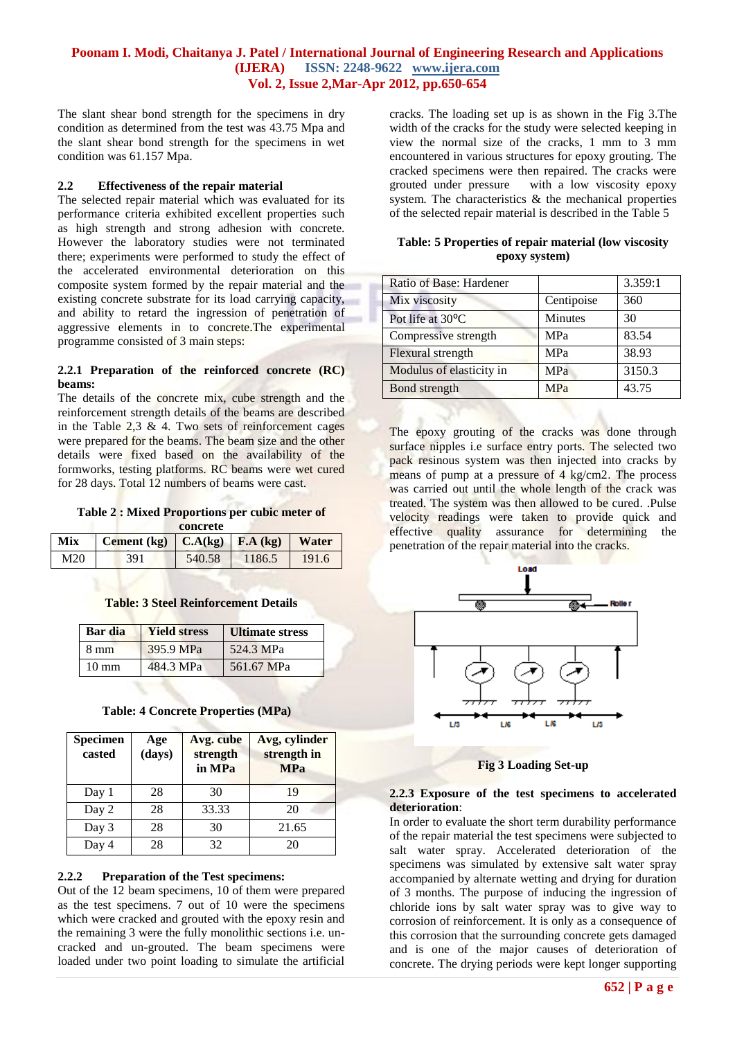The slant shear bond strength for the specimens in dry condition as determined from the test was 43.75 Mpa and the slant shear bond strength for the specimens in wet condition was 61.157 Mpa.

### 2.2 Effectiveness of the repair material

The selected repair material which was evaluated for its performance criteria exhibited excellent properties such as high strength and strong adhesion with concrete. However the laboratory studies were not terminated there; experiments were performed to study the effect of the accelerated environmental deterioration on this composite system formed by the repair material and the existing concrete substrate for its load carrying capacity, and ability to retard the ingression of penetration of aggressive elements in to concrete.The experimental programme consisted of 3 main steps:

#### 2.2.1 Preparation of the reinforced concrete (RC) beams:

The details of the concrete mix, cube strength and the reinforcement strength details of the beams are described in the Table 2,3 & 4. Two sets of reinforcement cages were prepared for the beams. The beam size and the other details were fixed based on the availability of the formworks, testing platforms. RC beams were wet cured for 28 days. Total 12 numbers of beams were cast.

**Table 2 : Mixed Proportions per cubic meter of concrete**

| Mix | Cement (kg) | C.A(kg) | F.A (kg) | Water |
|---|---|---|---|---|
| M20 | 391 | 540.58 | 1186.5 | 191.6 |

**Table: 3 Steel Reinforcement Details**

| Bar dia | Yield stress | Ultimate stress |
|---|---|---|
| 8 mm | 395.9 MPa | 524.3 MPa |
| 10 mm | 484.3 MPa | 561.67 MPa |

**Table: 4 Concrete Properties (MPa)**

| Specimen casted | Age (days) | Avg. cube strength in MPa | Avg, cylinder strength in MPa |
|---|---|---|---|
| Day 1 | 28 | 30 | 19 |
| Day 2 | 28 | 33.33 | 20 |
| Day 3 | 28 | 30 | 21.65 |
| Day 4 | 28 | 32 | 20 |

#### 2.2.2 Preparation of the Test specimens:

Out of the 12 beam specimens, 10 of them were prepared as the test specimens. 7 out of 10 were the specimens which were cracked and grouted with the epoxy resin and the remaining 3 were the fully monolithic sections i.e. un-cracked and un-grouted. The beam specimens were loaded under two point loading to simulate the artificial cracks. The loading set up is as shown in the Fig 3.The width of the cracks for the study were selected keeping in view the normal size of the cracks, 1 mm to 3 mm encountered in various structures for epoxy grouting. The cracked specimens were then repaired. The cracks were grouted under pressure with a low viscosity epoxy system. The characteristics & the mechanical properties of the selected repair material is described in the Table 5

**Table: 5 Properties of repair material (low viscosity epoxy system)**

| | | |
|---|---|---|
| Ratio of Base: Hardener | | 3.359:1 |
| Mix viscosity | Centipoise | 360 |
| Pot life at 30°C | Minutes | 30 |
| Compressive strength | MPa | 83.54 |
| Flexural strength | MPa | 38.93 |
| Modulus of elasticity in | MPa | 3150.3 |
| Bond strength | MPa | 43.75 |

The epoxy grouting of the cracks was done through surface nipples i.e surface entry ports. The selected two pack resinous system was then injected into cracks by means of pump at a pressure of 4 kg/cm2. The process was carried out until the whole length of the crack was treated. The system was then allowed to be cured. .Pulse velocity readings were taken to provide quick and effective quality assurance for determining the penetration of the repair material into the cracks.

Load
Roller
L/3 L/6 L/6 L/3

**Fig 3 Loading Set-up**

#### 2.2.3 Exposure of the test specimens to accelerated deterioration:

In order to evaluate the short term durability performance of the repair material the test specimens were subjected to salt water spray. Accelerated deterioration of the specimens was simulated by extensive salt water spray accompanied by alternate wetting and drying for duration of 3 months. The purpose of inducing the ingression of chloride ions by salt water spray was to give way to corrosion of reinforcement. It is only as a consequence of this corrosion that the surrounding concrete gets damaged and is one of the major causes of deterioration of concrete. The drying periods were kept longer supporting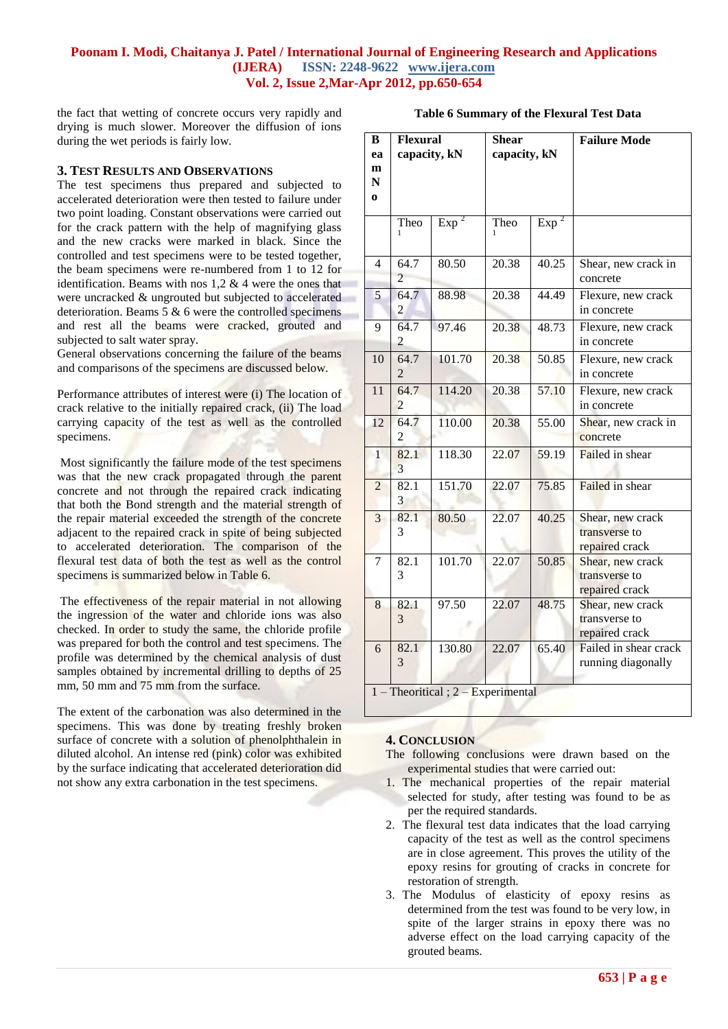the fact that wetting of concrete occurs very rapidly and drying is much slower. Moreover the diffusion of ions during the wet periods is fairly low.

## 3. Test Results and Observations

The test specimens thus prepared and subjected to accelerated deterioration were then tested to failure under two point loading. Constant observations were carried out for the crack pattern with the help of magnifying glass and the new cracks were marked in black. Since the controlled and test specimens were to be tested together, the beam specimens were re-numbered from 1 to 12 for identification. Beams with nos 1,2 & 4 were the ones that were uncracked & ungrouted but subjected to accelerated deterioration. Beams 5 & 6 were the controlled specimens and rest all the beams were cracked, grouted and subjected to salt water spray.

General observations concerning the failure of the beams and comparisons of the specimens are discussed below.

Performance attributes of interest were (i) The location of crack relative to the initially repaired crack, (ii) The load carrying capacity of the test as well as the controlled specimens.

Most significantly the failure mode of the test specimens was that the new crack propagated through the parent concrete and not through the repaired crack indicating that both the Bond strength and the material strength of the repair material exceeded the strength of the concrete adjacent to the repaired crack in spite of being subjected to accelerated deterioration. The comparison of the flexural test data of both the test as well as the control specimens is summarized below in Table 6.

The effectiveness of the repair material in not allowing the ingression of the water and chloride ions was also checked. In order to study the same, the chloride profile was prepared for both the control and test specimens. The profile was determined by the chemical analysis of dust samples obtained by incremental drilling to depths of 25 mm, 50 mm and 75 mm from the surface.

The extent of the carbonation was also determined in the specimens. This was done by treating freshly broken surface of concrete with a solution of phenolphthalein in diluted alcohol. An intense red (pink) color was exhibited by the surface indicating that accelerated deterioration did not show any extra carbonation in the test specimens.

**Table 6 Summary of the Flexural Test Data**

| Beam No | Flexural capacity, kN | | Shear capacity, kN | | Failure Mode |
|---|---|---|---|---|---|
| | Theo [1] | Exp [2] | Theo [1] | Exp [2] | |
| 4 | 64.72 | 80.50 | 20.38 | 40.25 | Shear, new crack in concrete |
| 5 | 64.72 | 88.98 | 20.38 | 44.49 | Flexure, new crack in concrete |
| 9 | 64.72 | 97.46 | 20.38 | 48.73 | Flexure, new crack in concrete |
| 10 | 64.72 | 101.70 | 20.38 | 50.85 | Flexure, new crack in concrete |
| 11 | 64.72 | 114.20 | 20.38 | 57.10 | Flexure, new crack in concrete |
| 12 | 64.72 | 110.00 | 20.38 | 55.00 | Shear, new crack in concrete |
| 1 | 82.13 | 118.30 | 22.07 | 59.19 | Failed in shear |
| 2 | 82.13 | 151.70 | 22.07 | 75.85 | Failed in shear |
| 3 | 82.13 | 80.50 | 22.07 | 40.25 | Shear, new crack transverse to repaired crack |
| 7 | 82.13 | 101.70 | 22.07 | 50.85 | Shear, new crack transverse to repaired crack |
| 8 | 82.13 | 97.50 | 22.07 | 48.75 | Shear, new crack transverse to repaired crack |
| 6 | 82.13 | 130.80 | 22.07 | 65.40 | Failed in shear crack running diagonally |

1 – Theoritical ; 2 – Experimental

## 4. Conclusion

The following conclusions were drawn based on the experimental studies that were carried out:

1. The mechanical properties of the repair material selected for study, after testing was found to be as per the required standards.
2. The flexural test data indicates that the load carrying capacity of the test as well as the control specimens are in close agreement. This proves the utility of the epoxy resins for grouting of cracks in concrete for restoration of strength.
3. The Modulus of elasticity of epoxy resins as determined from the test was found to be very low, in spite of the larger strains in epoxy there was no adverse effect on the load carrying capacity of the grouted beams.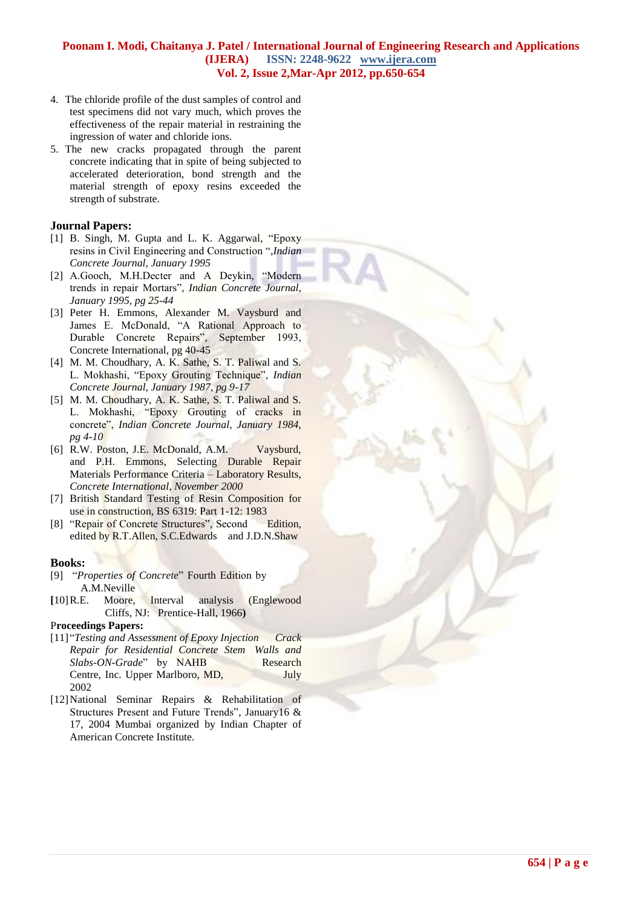4. The chloride profile of the dust samples of control and test specimens did not vary much, which proves the effectiveness of the repair material in restraining the ingression of water and chloride ions.
5. The new cracks propagated through the parent concrete indicating that in spite of being subjected to accelerated deterioration, bond strength and the material strength of epoxy resins exceeded the strength of substrate.

## Journal Papers:

[1] B. Singh, M. Gupta and L. K. Aggarwal, "Epoxy resins in Civil Engineering and Construction ",*Indian Concrete Journal, January 1995*

[2] A.Gooch, M.H.Decter and A Deykin, "Modern trends in repair Mortars", *Indian Concrete Journal, January 1995, pg 25-44*

[3] Peter H. Emmons, Alexander M. Vaysburd and James E. McDonald, "A Rational Approach to Durable Concrete Repairs", September 1993, Concrete International, pg 40-45

[4] M. M. Choudhary, A. K. Sathe, S. T. Paliwal and S. L. Mokhashi, "Epoxy Grouting Technique", *Indian Concrete Journal, January 1987, pg 9-17*

[5] M. M. Choudhary, A. K. Sathe, S. T. Paliwal and S. L. Mokhashi, "Epoxy Grouting of cracks in concrete", *Indian Concrete Journal, January 1984, pg 4-10*

[6] R.W. Poston, J.E. McDonald, A.M. Vaysburd, and P.H. Emmons, Selecting Durable Repair Materials Performance Criteria – Laboratory Results, *Concrete International, November 2000*

[7] British Standard Testing of Resin Composition for use in construction, BS 6319: Part 1-12: 1983

[8] "Repair of Concrete Structures", Second Edition, edited by R.T.Allen, S.C.Edwards and J.D.N.Shaw

## Books:

[9] "*Properties of Concrete*" Fourth Edition by A.M.Neville

[10] R.E. Moore, Interval analysis (Englewood Cliffs, NJ: Prentice-Hall, 1966)

## Proceedings Papers:

[11] "*Testing and Assessment of Epoxy Injection Crack Repair for Residential Concrete Stem Walls and Slabs-ON-Grade*" by NAHB Research Centre, Inc. Upper Marlboro, MD, July 2002

[12] National Seminar Repairs & Rehabilitation of Structures Present and Future Trends", January16 & 17, 2004 Mumbai organized by Indian Chapter of American Concrete Institute.